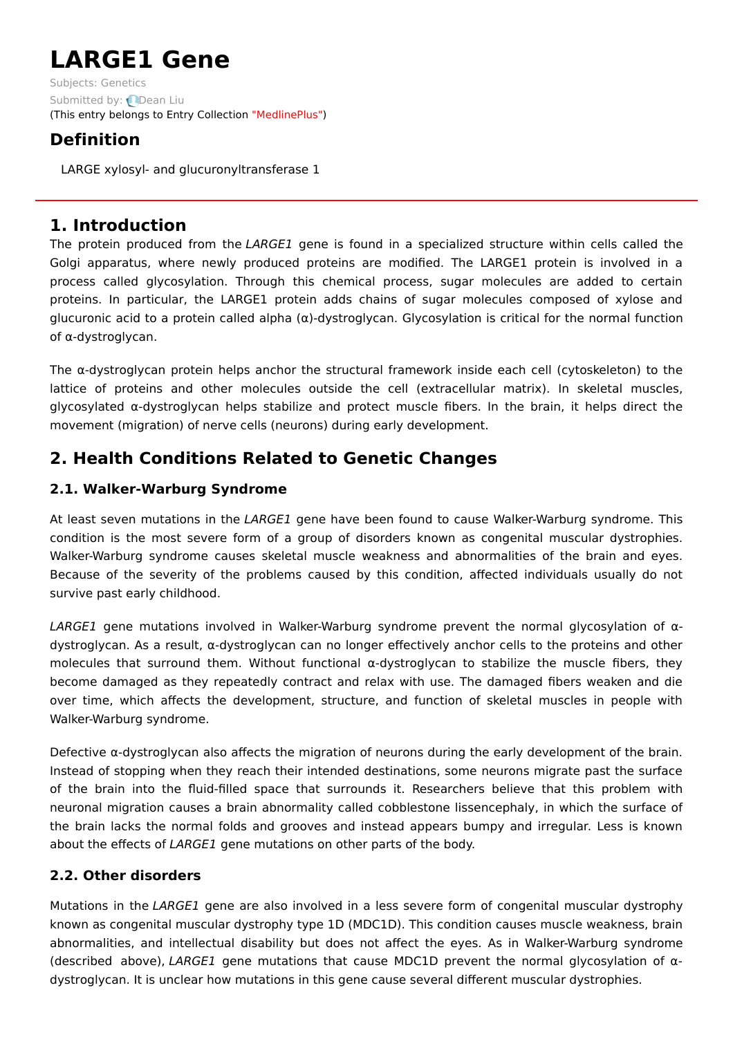# LARGE1 Gene

Subjects: Genetics

Submitted by: Dean Liu

(This entry belongs to Entry Collection "MedlinePlus")

## Definition

LARGE xylosyl- and glucuronyltransferase 1

## 1. Introduction

The protein produced from the *LARGE1* gene is found in a specialized structure within cells called the Golgi apparatus, where newly produced proteins are modified. The LARGE1 protein is involved in a process called glycosylation. Through this chemical process, sugar molecules are added to certain proteins. In particular, the LARGE1 protein adds chains of sugar molecules composed of xylose and glucuronic acid to a protein called alpha (α)-dystroglycan. Glycosylation is critical for the normal function of α-dystroglycan.

The α-dystroglycan protein helps anchor the structural framework inside each cell (cytoskeleton) to the lattice of proteins and other molecules outside the cell (extracellular matrix). In skeletal muscles, glycosylated α-dystroglycan helps stabilize and protect muscle fibers. In the brain, it helps direct the movement (migration) of nerve cells (neurons) during early development.

## 2. Health Conditions Related to Genetic Changes

### 2.1. Walker-Warburg Syndrome

At least seven mutations in the *LARGE1* gene have been found to cause Walker-Warburg syndrome. This condition is the most severe form of a group of disorders known as congenital muscular dystrophies. Walker-Warburg syndrome causes skeletal muscle weakness and abnormalities of the brain and eyes. Because of the severity of the problems caused by this condition, affected individuals usually do not survive past early childhood.

*LARGE1* gene mutations involved in Walker-Warburg syndrome prevent the normal glycosylation of α-dystroglycan. As a result, α-dystroglycan can no longer effectively anchor cells to the proteins and other molecules that surround them. Without functional α-dystroglycan to stabilize the muscle fibers, they become damaged as they repeatedly contract and relax with use. The damaged fibers weaken and die over time, which affects the development, structure, and function of skeletal muscles in people with Walker-Warburg syndrome.

Defective α-dystroglycan also affects the migration of neurons during the early development of the brain. Instead of stopping when they reach their intended destinations, some neurons migrate past the surface of the brain into the fluid-filled space that surrounds it. Researchers believe that this problem with neuronal migration causes a brain abnormality called cobblestone lissencephaly, in which the surface of the brain lacks the normal folds and grooves and instead appears bumpy and irregular. Less is known about the effects of *LARGE1* gene mutations on other parts of the body.

### 2.2. Other disorders

Mutations in the *LARGE1* gene are also involved in a less severe form of congenital muscular dystrophy known as congenital muscular dystrophy type 1D (MDC1D). This condition causes muscle weakness, brain abnormalities, and intellectual disability but does not affect the eyes. As in Walker-Warburg syndrome (described above), *LARGE1* gene mutations that cause MDC1D prevent the normal glycosylation of α-dystroglycan. It is unclear how mutations in this gene cause several different muscular dystrophies.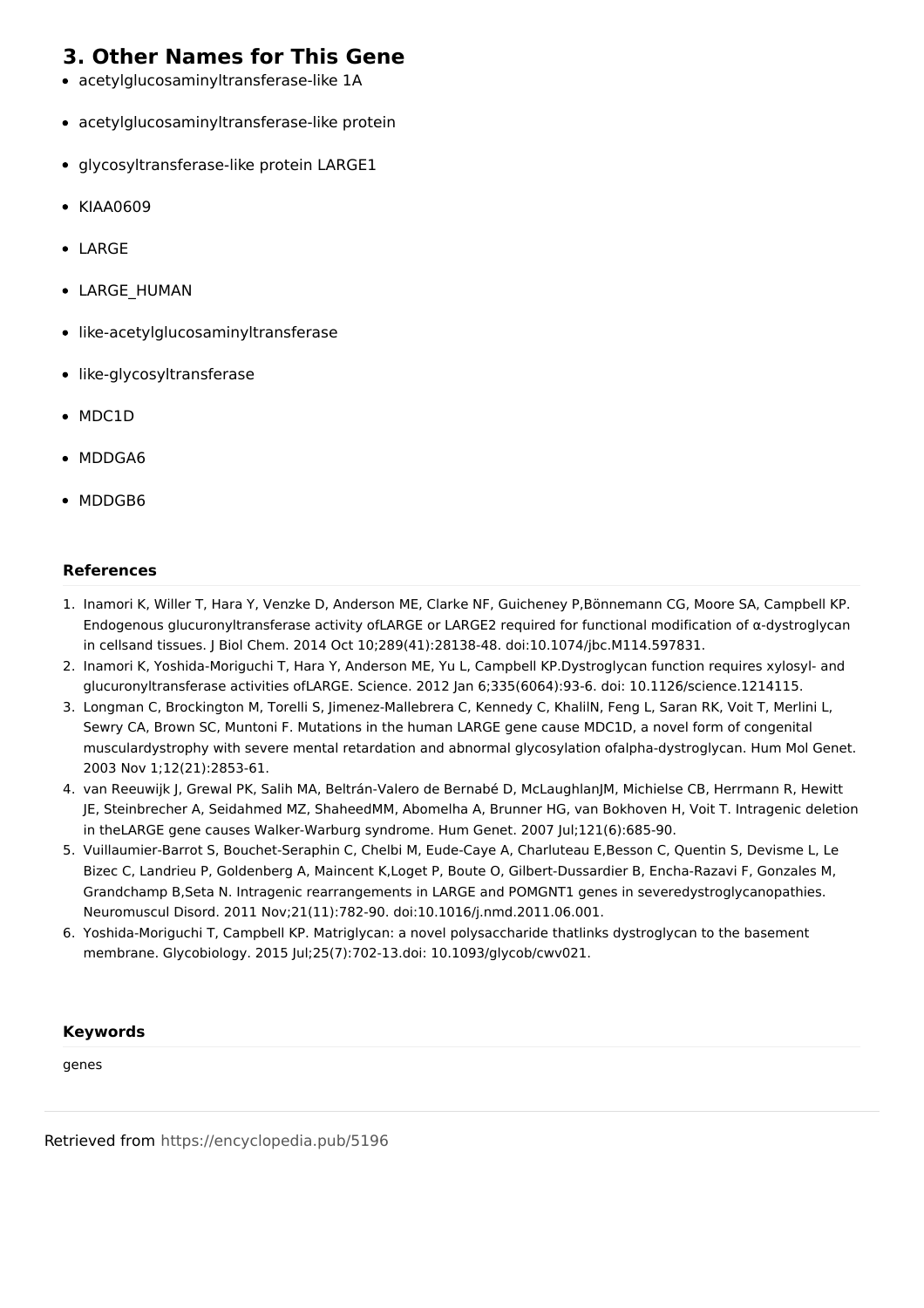## 3. Other Names for This Gene

- acetylglucosaminyltransferase-like 1A
- acetylglucosaminyltransferase-like protein
- glycosyltransferase-like protein LARGE1
- KIAA0609
- LARGE
- LARGE_HUMAN
- like-acetylglucosaminyltransferase
- like-glycosyltransferase
- MDC1D
- MDDGA6
- MDDGB6

### References

1. Inamori K, Willer T, Hara Y, Venzke D, Anderson ME, Clarke NF, Guicheney P,Bönnemann CG, Moore SA, Campbell KP. Endogenous glucuronyltransferase activity ofLARGE or LARGE2 required for functional modification of α-dystroglycan in cellsand tissues. J Biol Chem. 2014 Oct 10;289(41):28138-48. doi:10.1074/jbc.M114.597831.
2. Inamori K, Yoshida-Moriguchi T, Hara Y, Anderson ME, Yu L, Campbell KP.Dystroglycan function requires xylosyl- and glucuronyltransferase activities ofLARGE. Science. 2012 Jan 6;335(6064):93-6. doi: 10.1126/science.1214115.
3. Longman C, Brockington M, Torelli S, Jimenez-Mallebrera C, Kennedy C, KhalilN, Feng L, Saran RK, Voit T, Merlini L, Sewry CA, Brown SC, Muntoni F. Mutations in the human LARGE gene cause MDC1D, a novel form of congenital musculardystrophy with severe mental retardation and abnormal glycosylation ofalpha-dystroglycan. Hum Mol Genet. 2003 Nov 1;12(21):2853-61.
4. van Reeuwijk J, Grewal PK, Salih MA, Beltrán-Valero de Bernabé D, McLaughlanJM, Michielse CB, Herrmann R, Hewitt JE, Steinbrecher A, Seidahmed MZ, ShaheedMM, Abomelha A, Brunner HG, van Bokhoven H, Voit T. Intragenic deletion in theLARGE gene causes Walker-Warburg syndrome. Hum Genet. 2007 Jul;121(6):685-90.
5. Vuillaumier-Barrot S, Bouchet-Seraphin C, Chelbi M, Eude-Caye A, Charluteau E,Besson C, Quentin S, Devisme L, Le Bizec C, Landrieu P, Goldenberg A, Maincent K,Loget P, Boute O, Gilbert-Dussardier B, Encha-Razavi F, Gonzales M, Grandchamp B,Seta N. Intragenic rearrangements in LARGE and POMGNT1 genes in severedystroglycanopathies. Neuromuscul Disord. 2011 Nov;21(11):782-90. doi:10.1016/j.nmd.2011.06.001.
6. Yoshida-Moriguchi T, Campbell KP. Matriglycan: a novel polysaccharide thatlinks dystroglycan to the basement membrane. Glycobiology. 2015 Jul;25(7):702-13.doi: 10.1093/glycob/cwv021.

### Keywords

genes

Retrieved from https://encyclopedia.pub/5196